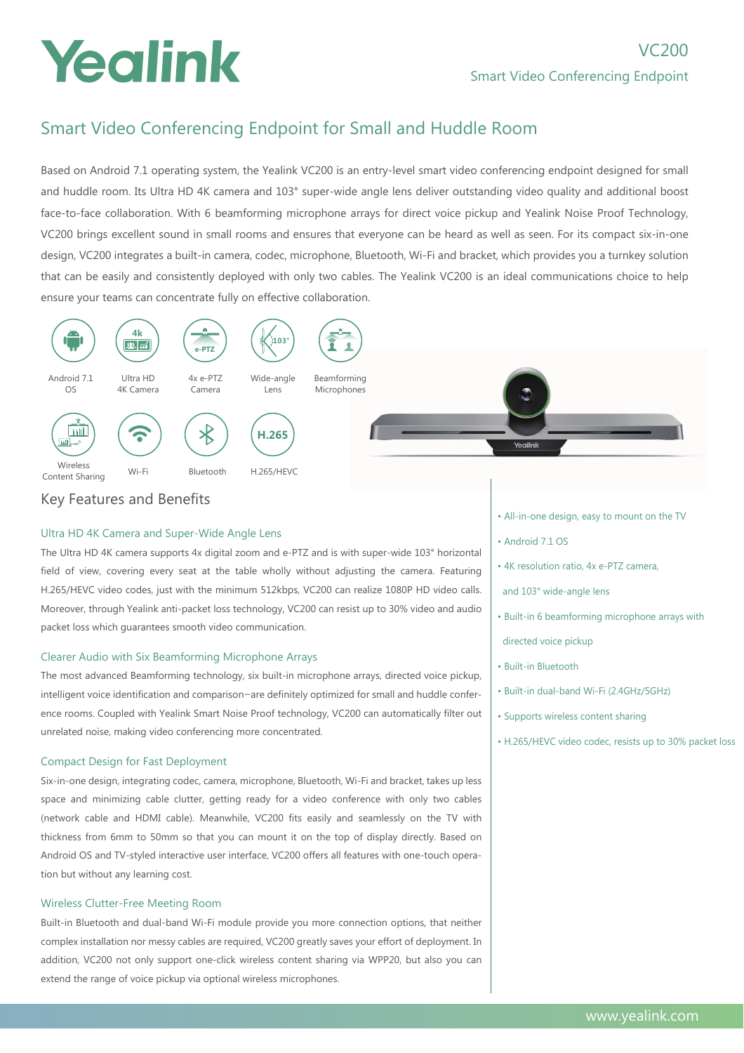# Yealink

VC200

Smart Video Conferencing Endpoint

## Smart Video Conferencing Endpoint for Small and Huddle Room

Based on Android 7.1 operating system, the Yealink VC200 is an entry-level smart video conferencing endpoint designed for small and huddle room. Its Ultra HD 4K camera and 103° super-wide angle lens deliver outstanding video quality and additional boost face-to-face collaboration. With 6 beamforming microphone arrays for direct voice pickup and Yealink Noise Proof Technology, VC200 brings excellent sound in small rooms and ensures that everyone can be heard as well as seen. For its compact six-in-one design, VC200 integrates a built-in camera, codec, microphone, Bluetooth, Wi-Fi and bracket, which provides you a turnkey solution that can be easily and consistently deployed with only two cables. The Yealink VC200 is an ideal communications choice to help ensure your teams can concentrate fully on effective collaboration.

Android 7.1 OS

Ultra HD 4K Camera

4x e-PTZ Camera

Wide-angle Lens

Beamforming Microphones

Wireless Content Sharing

Wi-Fi

Bluetooth

H.265/HEVC

## Key Features and Benefits

### Ultra HD 4K Camera and Super-Wide Angle Lens

The Ultra HD 4K camera supports 4x digital zoom and e-PTZ and is with super-wide 103° horizontal field of view, covering every seat at the table wholly without adjusting the camera. Featuring H.265/HEVC video codes, just with the minimum 512kbps, VC200 can realize 1080P HD video calls. Moreover, through Yealink anti-packet loss technology, VC200 can resist up to 30% video and audio packet loss which guarantees smooth video communication.

### Clearer Audio with Six Beamforming Microphone Arrays

The most advanced Beamforming technology, six built-in microphone arrays, directed voice pickup, intelligent voice identification and comparison—are definitely optimized for small and huddle conference rooms. Coupled with Yealink Smart Noise Proof technology, VC200 can automatically filter out unrelated noise, making video conferencing more concentrated.

### Compact Design for Fast Deployment

Six-in-one design, integrating codec, camera, microphone, Bluetooth, Wi-Fi and bracket, takes up less space and minimizing cable clutter, getting ready for a video conference with only two cables (network cable and HDMI cable). Meanwhile, VC200 fits easily and seamlessly on the TV with thickness from 6mm to 50mm so that you can mount it on the top of display directly. Based on Android OS and TV-styled interactive user interface, VC200 offers all features with one-touch operation but without any learning cost.

### Wireless Clutter-Free Meeting Room

Built-in Bluetooth and dual-band Wi-Fi module provide you more connection options, that neither complex installation nor messy cables are required, VC200 greatly saves your effort of deployment. In addition, VC200 not only support one-click wireless content sharing via WPP20, but also you can extend the range of voice pickup via optional wireless microphones.

- All-in-one design, easy to mount on the TV
- Android 7.1 OS
- 4K resolution ratio, 4x e-PTZ camera, and 103° wide-angle lens
- Built-in 6 beamforming microphone arrays with directed voice pickup
- Built-in Bluetooth
- Built-in dual-band Wi-Fi (2.4GHz/5GHz)
- Supports wireless content sharing
- H.265/HEVC video codec, resists up to 30% packet loss

www.yealink.com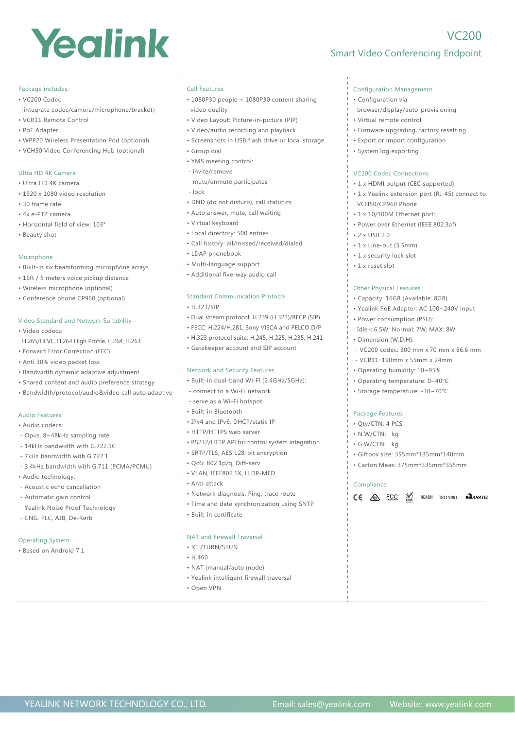# Yealink

## VC200

### Smart Video Conferencing Endpoint

### Package includes:

- VC200 Codec
  (integrate codec/camera/microphone/bracket)
- VCR11 Remote Control
- PoE Adapter
- WPP20 Wireless Presentation Pod (optional)
- VCH50 Video Conferencing Hub (optional)

### Ultra HD 4K Camera

- Ultra HD 4K camera
- 1920 x 1080 video resolution
- 30 frame rate
- 4x e-PTZ camera
- Horizontal field of view: 103°
- Beauty shot

### Microphone

- Built-in six beamforming microphone arrays
- 16ft / 5 meters voice pickup distance
- Wireless microphone (optional)
- Conference phone CP960 (optional)

### Video Standard and Network Suitability

- Video codecs:
  H.265/HEVC, H.264 High Profile, H.264, H.263
- Forward Error Correction (FEC)
- Anti 30% video packet loss
- Bandwidth dynamic adaptive adjustment
- Shared content and audio preference strategy
- Bandwidth/protocol/audio&video call auto adaptive

### Audio Features

- Audio codecs:
  - Opus, 8~48kHz sampling rate
  - 14kHz bandwidth with G.722.1C
  - 7kHz bandwidth with G.722.1
  - 3.4kHz bandwidth with G.711 (PCMA/PCMU)
- Audio technology:
  - Acoustic echo cancellation
  - Automatic gain control
  - Yealink Noise Proof Technology
  - CNG, PLC, AJB, De-Rerb

### Operating System

- Based on Android 7.1

### Call Features

- 1080P30 people + 1080P30 content sharing video quality
- Video Layout: Picture-in-picture (PIP)
- Video/audio recording and playback
- Screenshots in USB flash drive or local storage
- Group dial
- YMS meeting control:
  - invite/remove
  - mute/unmute participates
  - lock
- DND (do not disturb), call statistics
- Auto answer, mute, call waiting
- Virtual keyboard
- Local directory: 500 entries
- Call history: all/missed/received/dialed
- LDAP phonebook
- Multi-language support
- Additional five-way audio call

### Standard Communication Protocol

- H.323/SIP
- Dual stream protocol: H.239 (H.323)/BFCP (SIP)
- FECC: H.224/H.281, Sony VISCA and PELCO D/P
- H.323 protocol suite: H.245, H.225, H.235, H.241
- Gatekeeper account and SIP account

### Network and Security Features

- Built-in dual-band Wi-Fi (2.4GHz/5GHz):
  - connect to a Wi-Fi network
  - serve as a Wi-Fi hotspot
- Built-in Bluetooth
- IPv4 and IPv6, DHCP/static IP
- HTTP/HTTPS web server
- RS232/HTTP API for control system integration
- SRTP/TLS, AES 128-bit encryption
- QoS: 802.1p/q, Diff-serv
- VLAN, IEEE802.1X, LLDP-MED
- Anti-attack
- Network diagnosis: Ping, trace route
- Time and date synchronization using SNTP
- Built-in certificate

### NAT and Firewall Traversal

- ICE/TURN/STUN
- H.460
- NAT (manual/auto mode)
- Yealink intelligent firewall traversal
- Open VPN

### Configuration Management

- Configuration via browser/display/auto-provisioning
- Virtual remote control
- Firmware upgrading, factory resetting
- Export or import configuration
- System log exporting

### VC200 Codec Connections

- 1 x HDMI output (CEC supported)
- 1 x Yealink extension port (RJ-45) connect to VCH50/CP960 Phone
- 1 x 10/100M Ethernet port:
- Power over Ethernet (IEEE 802.3af)
- 2 x USB 2.0
- 1 x Line-out (3.5mm)
- 1 x security lock slot
- 1 x reset slot

### Other Physical Features

- Capacity: 16GB (Available: 8GB)
- Yealink PoE Adapter: AC 100~240V input
- Power consumption (PSU):
  Idle＜6.5W; Normal: 7W; MAX: 8W
- Dimension (W.D.H):
  - VC200 codec: 300 mm x 70 mm x 86.6 mm
  - VCR11: 190mm x 55mm x 24mm
- Operating humidity: 10~95%
- Operating temperature: 0~40°C
- Storage temperature: -30~70°C

### Package Features

- Qty/CTN: 4 PCS
- N.W/CTN: kg
- G.W/CTN: kg
- Giftbox size: 355mm\*135mm\*140mm
- Carton Meas: 375mm\*335mm\*355mm

### Compliance

CE FCC REACH ISO 9001 ANATEL

YEALINK NETWORK TECHNOLOGY CO., LTD. Email: sales@yealink.com Website: www.yealink.com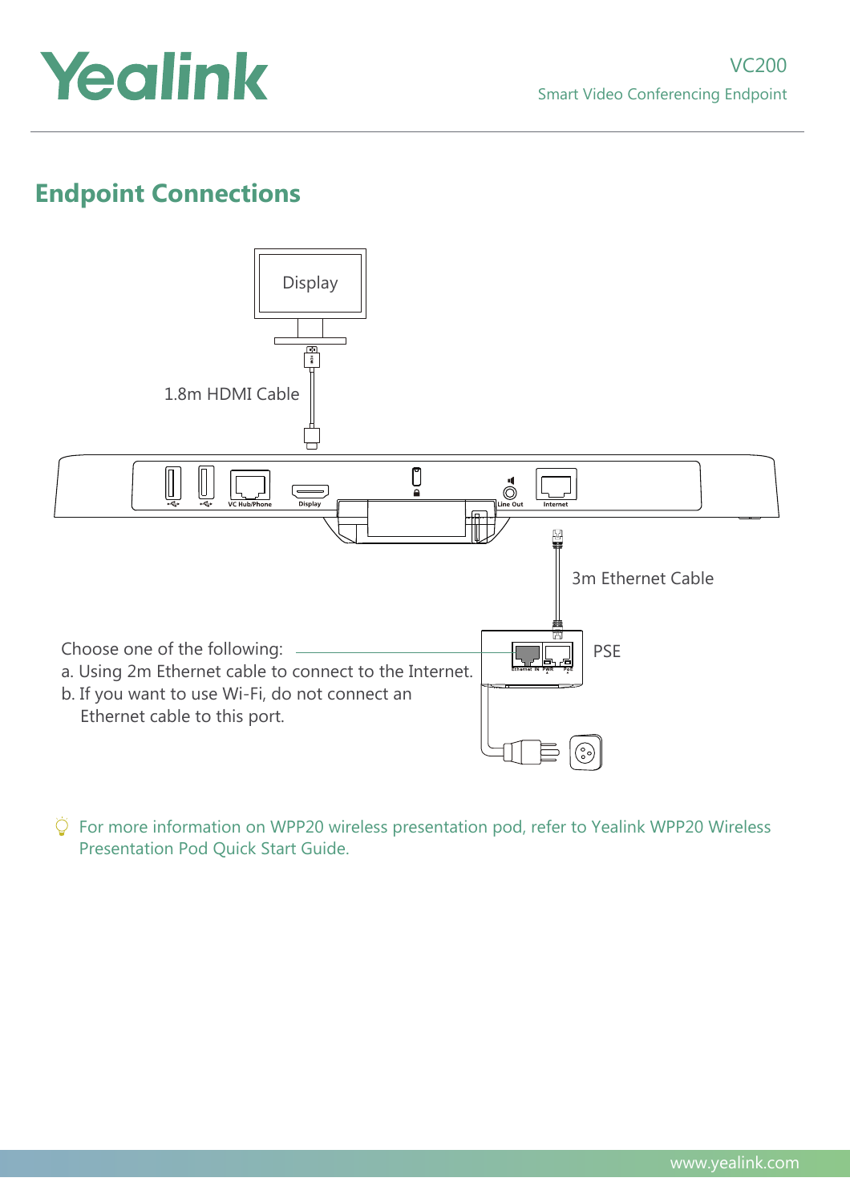## Endpoint Connections

Display

1.8m HDMI Cable

VC Hub/Phone

Display

Line Out

Internet

3m Ethernet Cable

PSE

Choose one of the following:
a. Using 2m Ethernet cable to connect to the Internet.
b. If you want to use Wi-Fi, do not connect an Ethernet cable to this port.

For more information on WPP20 wireless presentation pod, refer to Yealink WPP20 Wireless Presentation Pod Quick Start Guide.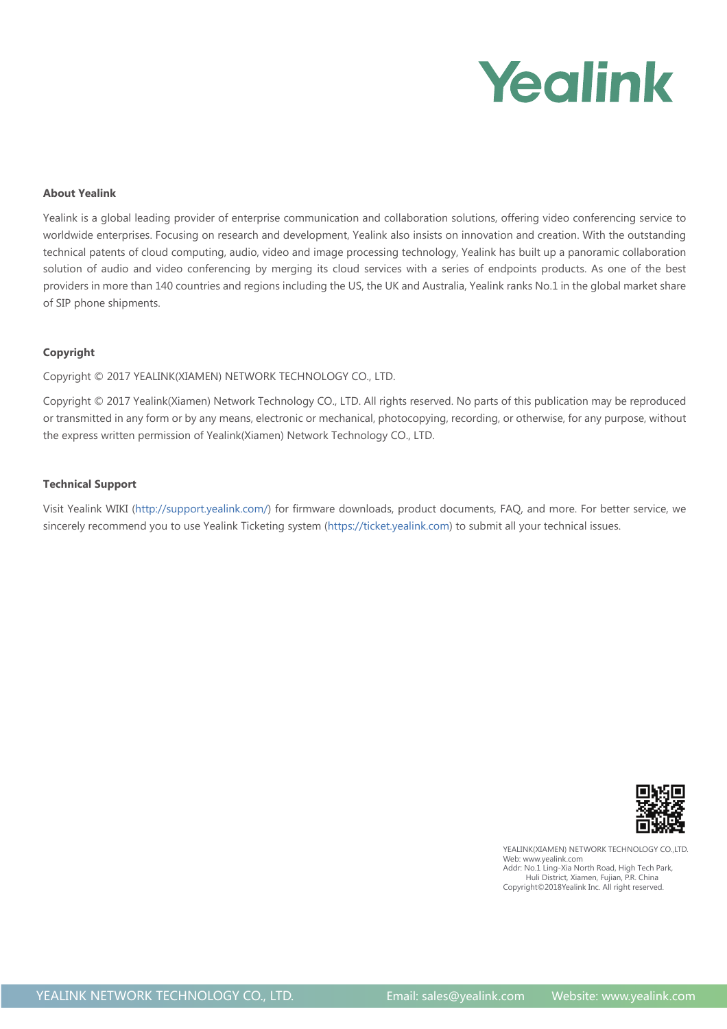Yealink

### About Yealink

Yealink is a global leading provider of enterprise communication and collaboration solutions, offering video conferencing service to worldwide enterprises. Focusing on research and development, Yealink also insists on innovation and creation. With the outstanding technical patents of cloud computing, audio, video and image processing technology, Yealink has built up a panoramic collaboration solution of audio and video conferencing by merging its cloud services with a series of endpoints products. As one of the best providers in more than 140 countries and regions including the US, the UK and Australia, Yealink ranks No.1 in the global market share of SIP phone shipments.

### Copyright

Copyright © 2017 YEALINK(XIAMEN) NETWORK TECHNOLOGY CO., LTD.

Copyright © 2017 Yealink(Xiamen) Network Technology CO., LTD. All rights reserved. No parts of this publication may be reproduced or transmitted in any form or by any means, electronic or mechanical, photocopying, recording, or otherwise, for any purpose, without the express written permission of Yealink(Xiamen) Network Technology CO., LTD.

### Technical Support

Visit Yealink WIKI (http://support.yealink.com/) for firmware downloads, product documents, FAQ, and more. For better service, we sincerely recommend you to use Yealink Ticketing system (https://ticket.yealink.com) to submit all your technical issues.

YEALINK(XIAMEN) NETWORK TECHNOLOGY CO.,LTD.
Web: www.yealink.com
Addr: No.1 Ling-Xia North Road, High Tech Park, Huli District, Xiamen, Fujian, P.R. China
Copyright©2018Yealink Inc. All right reserved.

YEALINK NETWORK TECHNOLOGY CO., LTD. Email: sales@yealink.com Website: www.yealink.com